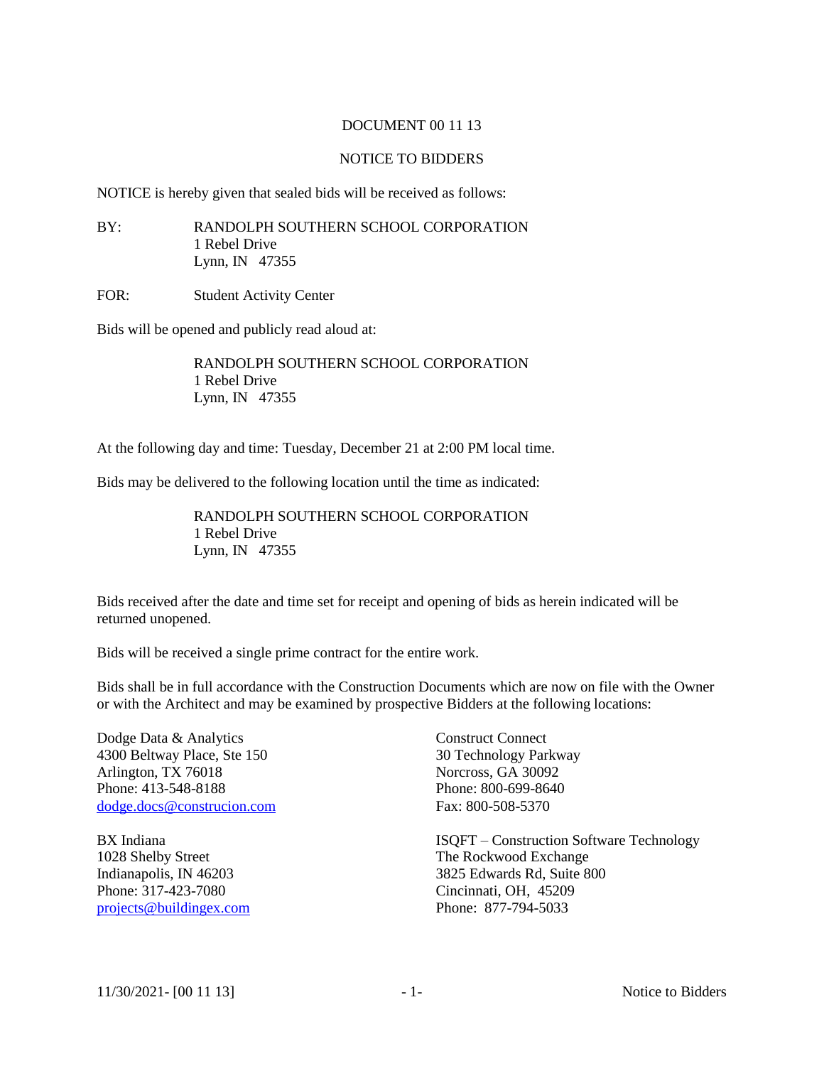DOCUMENT 00 11 13

NOTICE TO BIDDERS

NOTICE is hereby given that sealed bids will be received as follows:

BY: RANDOLPH SOUTHERN SCHOOL CORPORATION
1 Rebel Drive
Lynn, IN 47355

FOR: Student Activity Center

Bids will be opened and publicly read aloud at:

RANDOLPH SOUTHERN SCHOOL CORPORATION
1 Rebel Drive
Lynn, IN 47355

At the following day and time: Tuesday, December 21 at 2:00 PM local time.

Bids may be delivered to the following location until the time as indicated:

RANDOLPH SOUTHERN SCHOOL CORPORATION
1 Rebel Drive
Lynn, IN 47355

Bids received after the date and time set for receipt and opening of bids as herein indicated will be returned unopened.

Bids will be received a single prime contract for the entire work.

Bids shall be in full accordance with the Construction Documents which are now on file with the Owner or with the Architect and may be examined by prospective Bidders at the following locations:

Dodge Data & Analytics
4300 Beltway Place, Ste 150
Arlington, TX 76018
Phone: 413-548-8188
dodge.docs@construcion.com

Construct Connect
30 Technology Parkway
Norcross, GA 30092
Phone: 800-699-8640
Fax: 800-508-5370

BX Indiana
1028 Shelby Street
Indianapolis, IN 46203
Phone: 317-423-7080
projects@buildingex.com

ISQFT – Construction Software Technology
The Rockwood Exchange
3825 Edwards Rd, Suite 800
Cincinnati, OH, 45209
Phone: 877-794-5033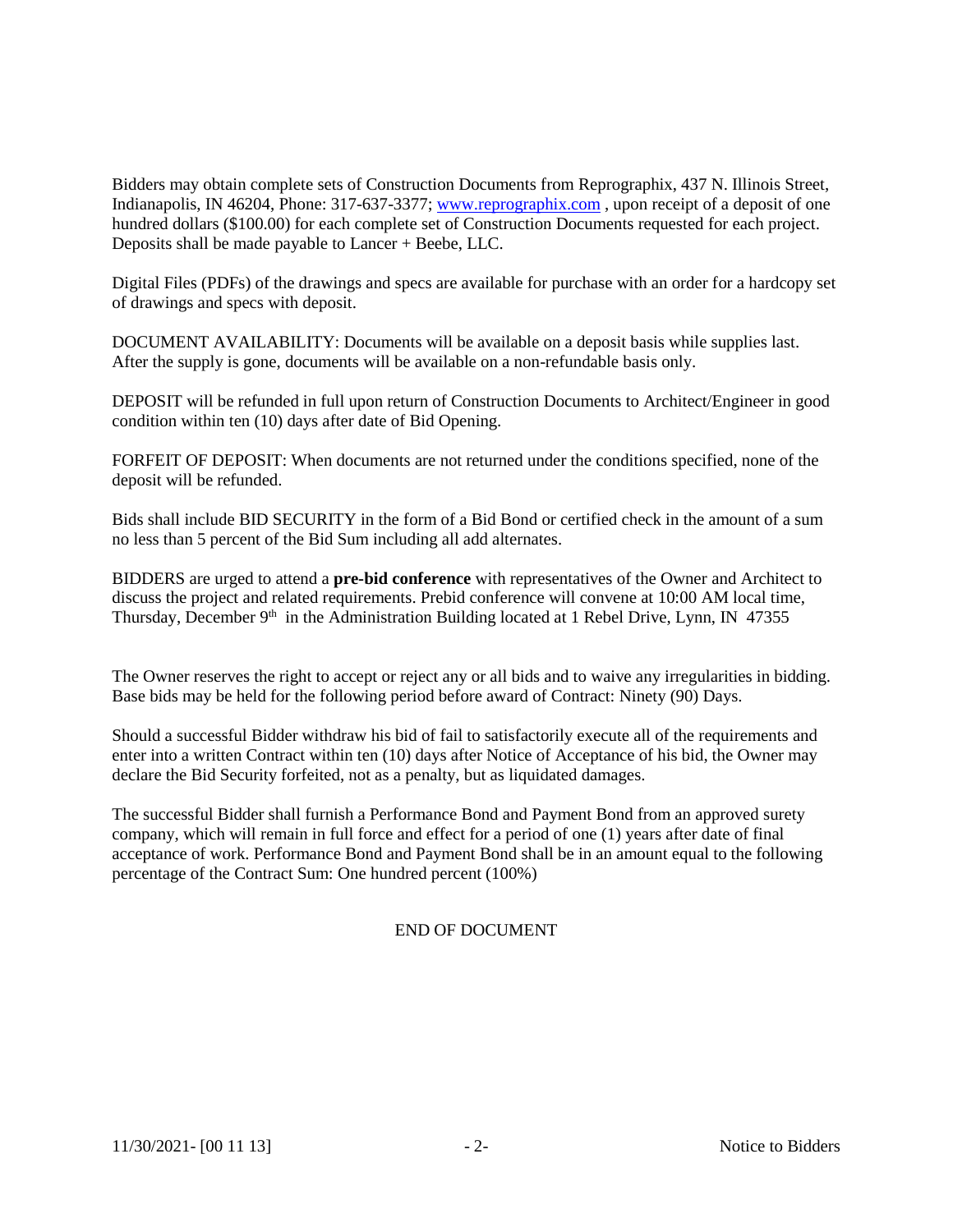Bidders may obtain complete sets of Construction Documents from Reprographix, 437 N. Illinois Street, Indianapolis, IN 46204, Phone: 317-637-3377; www.reprographix.com , upon receipt of a deposit of one hundred dollars ($100.00) for each complete set of Construction Documents requested for each project. Deposits shall be made payable to Lancer + Beebe, LLC.

Digital Files (PDFs) of the drawings and specs are available for purchase with an order for a hardcopy set of drawings and specs with deposit.

DOCUMENT AVAILABILITY: Documents will be available on a deposit basis while supplies last. After the supply is gone, documents will be available on a non-refundable basis only.

DEPOSIT will be refunded in full upon return of Construction Documents to Architect/Engineer in good condition within ten (10) days after date of Bid Opening.

FORFEIT OF DEPOSIT: When documents are not returned under the conditions specified, none of the deposit will be refunded.

Bids shall include BID SECURITY in the form of a Bid Bond or certified check in the amount of a sum no less than 5 percent of the Bid Sum including all add alternates.

BIDDERS are urged to attend a **pre-bid conference** with representatives of the Owner and Architect to discuss the project and related requirements. Prebid conference will convene at 10:00 AM local time, Thursday, December 9th in the Administration Building located at 1 Rebel Drive, Lynn, IN 47355

The Owner reserves the right to accept or reject any or all bids and to waive any irregularities in bidding. Base bids may be held for the following period before award of Contract: Ninety (90) Days.

Should a successful Bidder withdraw his bid of fail to satisfactorily execute all of the requirements and enter into a written Contract within ten (10) days after Notice of Acceptance of his bid, the Owner may declare the Bid Security forfeited, not as a penalty, but as liquidated damages.

The successful Bidder shall furnish a Performance Bond and Payment Bond from an approved surety company, which will remain in full force and effect for a period of one (1) years after date of final acceptance of work. Performance Bond and Payment Bond shall be in an amount equal to the following percentage of the Contract Sum: One hundred percent (100%)

END OF DOCUMENT